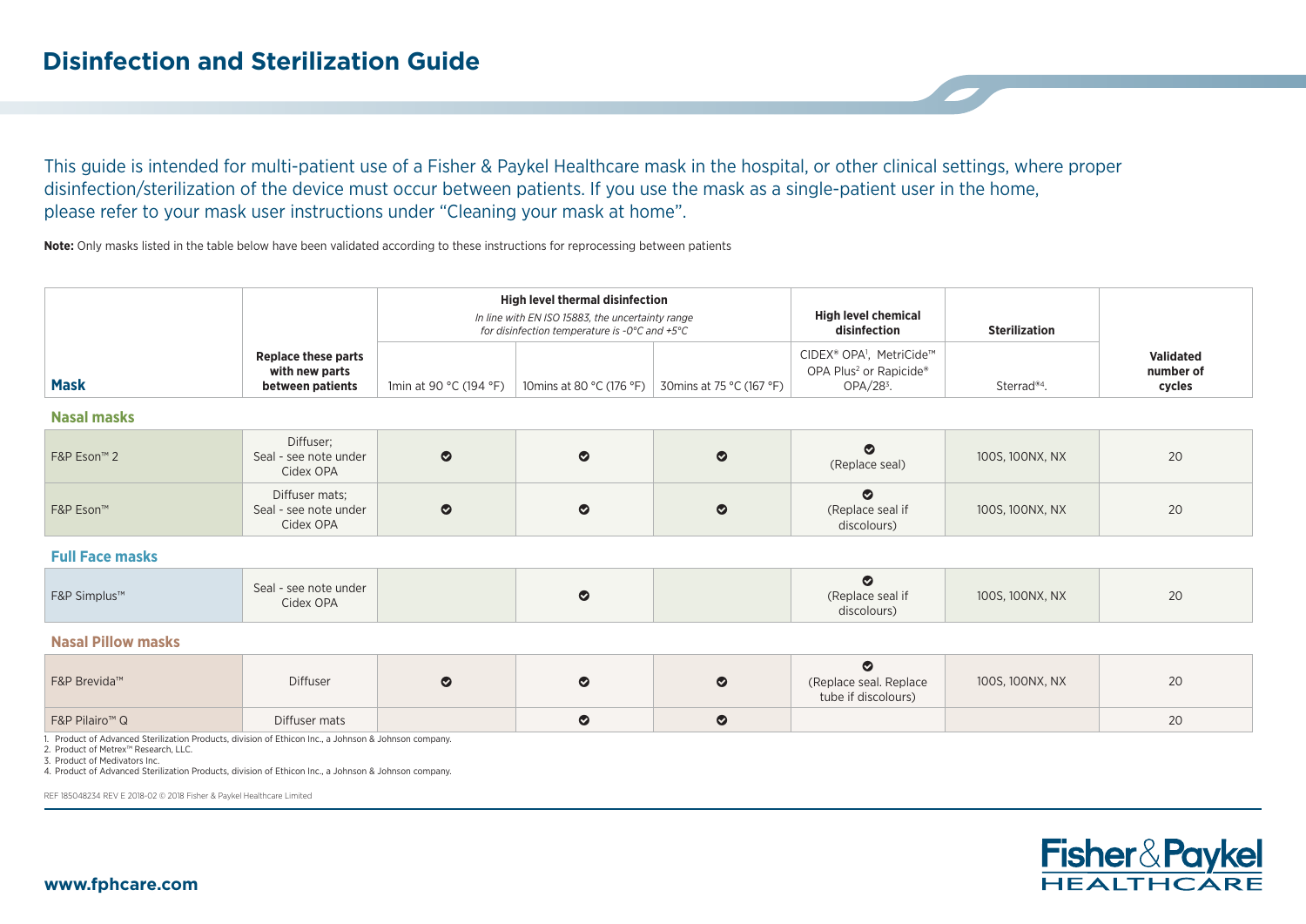# Disinfection and Sterilization Guide

This guide is intended for multi-patient use of a Fisher & Paykel Healthcare mask in the hospital, or other clinical settings, where proper disinfection/sterilization of the device must occur between patients. If you use the mask as a single-patient user in the home, please refer to your mask user instructions under "Cleaning your mask at home".

**Note:** Only masks listed in the table below have been validated according to these instructions for reprocessing between patients

| Mask | Replace these parts with new parts between patients | High level thermal disinfection *In line with EN ISO 15883, the uncertainty range for disinfection temperature is -0°C and +5°C* | | | High level chemical disinfection | Sterilization | Validated number of cycles |
|---|---|---|---|---|---|---|---|
| | | 1min at 90 °C (194 °F) | 10mins at 80 °C (176 °F) | 30mins at 75 °C (167 °F) | CIDEX® OPA[1], MetriCide™ OPA Plus[2] or Rapicide® OPA/28[3]. | Sterrad®[4]. | |
| **Nasal masks** | | | | | | | |
| F&P Eson™ 2 | Diffuser; Seal - see note under Cidex OPA | ✔ | ✔ | ✔ | ✔ (Replace seal) | 100S, 100NX, NX | 20 |
| F&P Eson™ | Diffuser mats; Seal - see note under Cidex OPA | ✔ | ✔ | ✔ | ✔ (Replace seal if discolours) | 100S, 100NX, NX | 20 |
| **Full Face masks** | | | | | | | |
| F&P Simplus™ | Seal - see note under Cidex OPA | | ✔ | | ✔ (Replace seal if discolours) | 100S, 100NX, NX | 20 |
| **Nasal Pillow masks** | | | | | | | |
| F&P Brevida™ | Diffuser | ✔ | ✔ | ✔ | ✔ (Replace seal. Replace tube if discolours) | 100S, 100NX, NX | 20 |
| F&P Pilairo™ Q | Diffuser mats | | ✔ | ✔ | | | 20 |

1. Product of Advanced Sterilization Products, division of Ethicon Inc., a Johnson & Johnson company.
2. Product of Metrex™ Research, LLC.
3. Product of Medivators Inc.
4. Product of Advanced Sterilization Products, division of Ethicon Inc., a Johnson & Johnson company.

REF 185048234 REV E 2018-02 © 2018 Fisher & Paykel Healthcare Limited

**www.fphcare.com**

Fisher & Paykel HEALTHCARE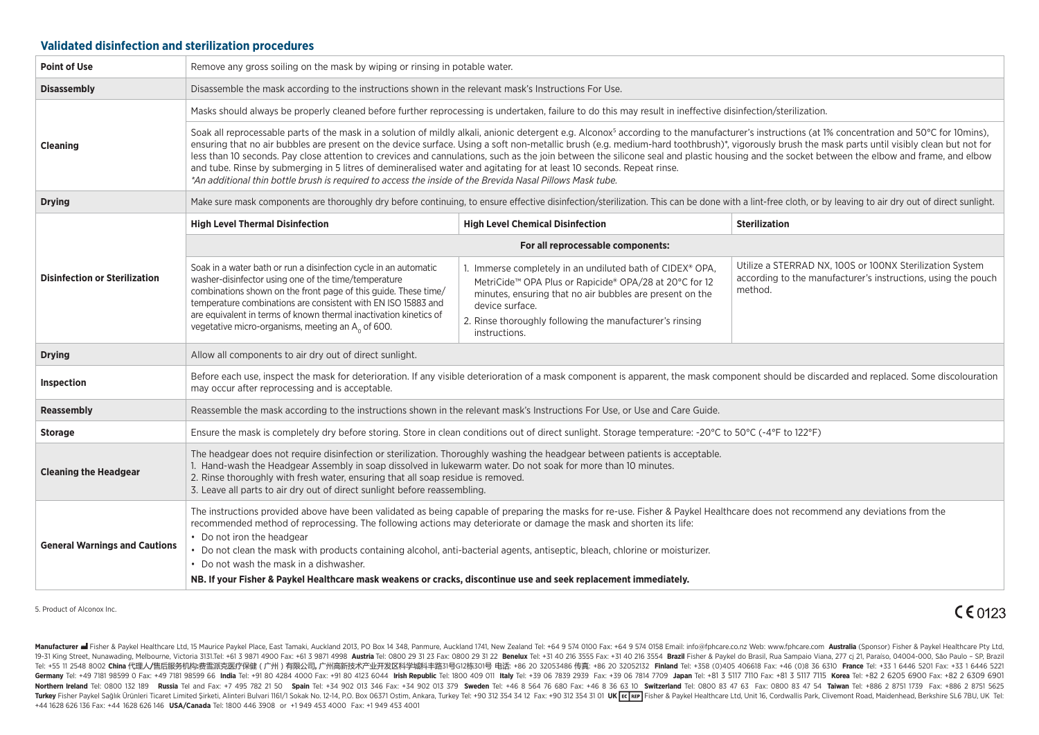## Validated disinfection and sterilization procedures

| | | | |
|---|---|---|---|
| **Point of Use** | Remove any gross soiling on the mask by wiping or rinsing in potable water. | | |
| **Disassembly** | Disassemble the mask according to the instructions shown in the relevant mask's Instructions For Use. | | |
| **Cleaning** | Masks should always be properly cleaned before further reprocessing is undertaken, failure to do this may result in ineffective disinfection/sterilization.<br><br>Soak all reprocessable parts of the mask in a solution of mildly alkali, anionic detergent e.g. Alconox[5] according to the manufacturer's instructions (at 1% concentration and 50°C for 10mins), ensuring that no air bubbles are present on the device surface. Using a soft non-metallic brush (e.g. medium-hard toothbrush)*, vigorously brush the mask parts until visibly clean but not for less than 10 seconds. Pay close attention to crevices and cannulations, such as the join between the silicone seal and plastic housing and the socket between the elbow and frame, and elbow and tube. Rinse by submerging in 5 litres of demineralised water and agitating for at least 10 seconds. Repeat rinse.<br>*\*An additional thin bottle brush is required to access the inside of the Brevida Nasal Pillows Mask tube.* | | |
| **Drying** | Make sure mask components are thoroughly dry before continuing, to ensure effective disinfection/sterilization. This can be done with a lint-free cloth, or by leaving to air dry out of direct sunlight. | | |
| **Disinfection or Sterilization** | **High Level Thermal Disinfection** | **High Level Chemical Disinfection** | **Sterilization** |
| | **For all reprocessable components:** | | |
| | Soak in a water bath or run a disinfection cycle in an automatic washer-disinfector using one of the time/temperature combinations shown on the front page of this guide. These time/temperature combinations are consistent with EN ISO 15883 and are equivalent in terms of known thermal inactivation kinetics of vegetative micro-organisms, meeting an $A_0$ of 600. | 1. Immerse completely in an undiluted bath of CIDEX® OPA, MetriCide™ OPA Plus or Rapicide® OPA/28 at 20°C for 12 minutes, ensuring that no air bubbles are present on the device surface.<br>2. Rinse thoroughly following the manufacturer's rinsing instructions. | Utilize a STERRAD NX, 100S or 100NX Sterilization System according to the manufacturer's instructions, using the pouch method. |
| **Drying** | Allow all components to air dry out of direct sunlight. | | |
| **Inspection** | Before each use, inspect the mask for deterioration. If any visible deterioration of a mask component is apparent, the mask component should be discarded and replaced. Some discolouration may occur after reprocessing and is acceptable. | | |
| **Reassembly** | Reassemble the mask according to the instructions shown in the relevant mask's Instructions For Use, or Use and Care Guide. | | |
| **Storage** | Ensure the mask is completely dry before storing. Store in clean conditions out of direct sunlight. Storage temperature: -20°C to 50°C (-4°F to 122°F) | | |
| **Cleaning the Headgear** | The headgear does not require disinfection or sterilization. Thoroughly washing the headgear between patients is acceptable.<br>1. Hand-wash the Headgear Assembly in soap dissolved in lukewarm water. Do not soak for more than 10 minutes.<br>2. Rinse thoroughly with fresh water, ensuring that all soap residue is removed.<br>3. Leave all parts to air dry out of direct sunlight before reassembling. | | |
| **General Warnings and Cautions** | The instructions provided above have been validated as being capable of preparing the masks for re-use. Fisher & Paykel Healthcare does not recommend any deviations from the recommended method of reprocessing. The following actions may deteriorate or damage the mask and shorten its life:<br>• Do not iron the headgear<br>• Do not clean the mask with products containing alcohol, anti-bacterial agents, antiseptic, bleach, chlorine or moisturizer.<br>• Do not wash the mask in a dishwasher.<br>**NB. If your Fisher & Paykel Healthcare mask weakens or cracks, discontinue use and seek replacement immediately.** | | |

5. Product of Alconox Inc.

CE 0123

**Manufacturer** Fisher & Paykel Healthcare Ltd, 15 Maurice Paykel Place, East Tamaki, Auckland 2013, PO Box 14 348, Panmure, Auckland 1741, New Zealand Tel: +64 9 574 0100 Fax: +64 9 574 0158 Email: info@fphcare.co.nz Web: www.fphcare.com **Australia** (Sponsor) Fisher & Paykel Healthcare Pty Ltd, 19-31 King Street, Nunawading, Melbourne, Victoria 3131.Tel: +61 3 9871 4900 Fax: +61 3 9871 4998 **Austria** Tel: 0800 29 31 23 Fax: 0800 29 31 22 **Benelux** Tel: +31 40 216 3555 Fax: +31 40 216 3554 **Brazil** Fisher & Paykel do Brasil, Rua Sampaio Viana, 277 cj 21, Paraíso, 04004-000, São Paulo – SP, Brazil Tel: +55 11 2548 8002 **China** 代理人/售后服务机构:费雪派克医疗保健（广州）有限公司, 广州高新技术产业开发区科学城科丰路31号G12栋301号 电话: +86 20 32053486 传真: +86 20 32052132 **Finland** Tel: +358 (0)405 406618 Fax: +46 (0)8 36 6310 **France** Tel: +33 1 6446 5201 Fax: +33 1 6446 5221 **Germany** Tel: +49 7181 98599 0 Fax: +49 7181 98599 66 **India** Tel: +91 80 4284 4000 Fax: +91 80 4123 6044 **Irish Republic** Tel: 1800 409 011 **Italy** Tel: +39 06 7839 2939 Fax: +39 06 7814 7709 **Japan** Tel: +81 3 5117 7110 Fax: +81 3 5117 7115 **Korea** Tel: +82 2 6205 6900 Fax: +82 2 6309 6901 **Northern Ireland** Tel: 0800 132 189 **Russia** Tel and Fax: +7 495 782 21 50 **Spain** Tel: +34 902 013 346 Fax: +34 902 013 379 **Sweden** Tel: +46 8 564 76 680 Fax: +46 8 36 63 10 **Switzerland** Tel: 0800 83 47 63 Fax: 0800 83 47 54 **Taiwan** Tel: +886 2 8751 1739 Fax: +886 2 8751 5625 **Turkey** Fisher Paykel Sağlık Ürünleri Ticaret Limited Şirketi, Alinteri Bulvari 1161/1 Sokak No. 12-14, P.O. Box 06371 Ostim, Ankara, Turkey Tel: +90 312 354 34 12 Fax: +90 312 354 31 01 **UK** EC REP Fisher & Paykel Healthcare Ltd, Unit 16, Cordwallis Park, Clivemont Road, Maidenhead, Berkshire SL6 7BU, UK Tel: +44 1628 626 136 Fax: +44 1628 626 146 **USA/Canada** Tel: 1800 446 3908 or +1 949 453 4000 Fax: +1 949 453 4001